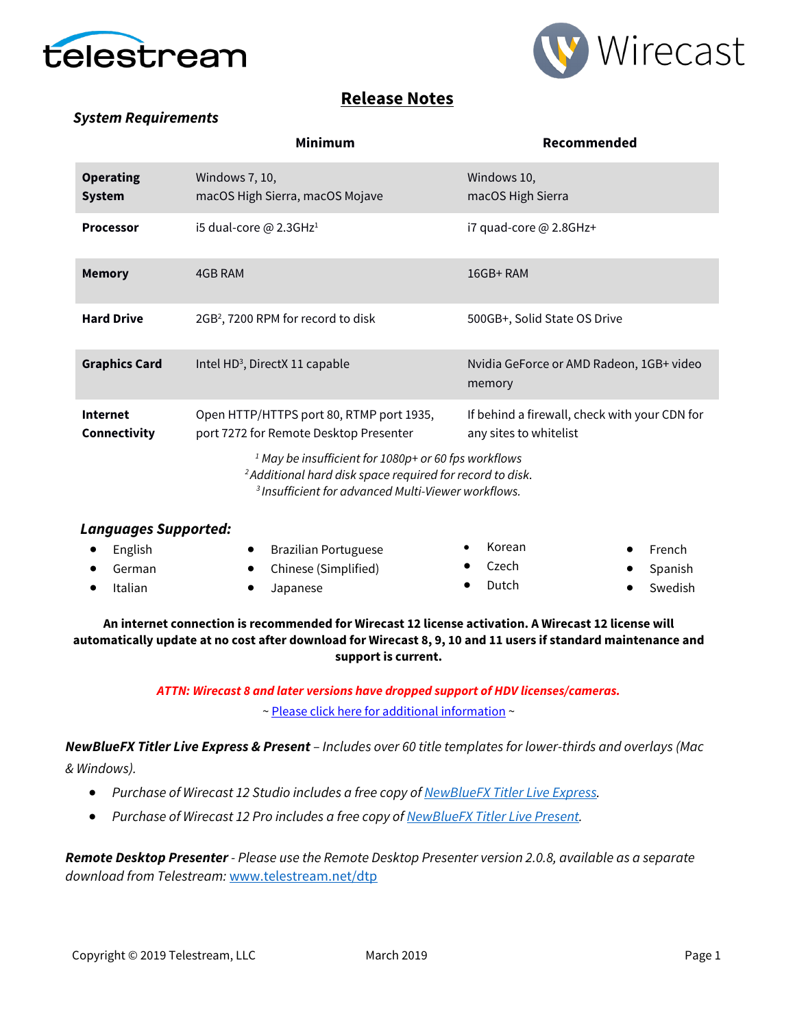# Release Notes

### *System Requirements*

| | Minimum | Recommended |
|---|---|---|
| **Operating System** | Windows 7, 10, macOS High Sierra, macOS Mojave | Windows 10, macOS High Sierra |
| **Processor** | i5 dual-core @ 2.3GHz[1] | i7 quad-core @ 2.8GHz+ |
| **Memory** | 4GB RAM | 16GB+ RAM |
| **Hard Drive** | 2GB[2], 7200 RPM for record to disk | 500GB+, Solid State OS Drive |
| **Graphics Card** | Intel HD[3], DirectX 11 capable | Nvidia GeForce or AMD Radeon, 1GB+ video memory |
| **Internet Connectivity** | Open HTTP/HTTPS port 80, RTMP port 1935, port 7272 for Remote Desktop Presenter | If behind a firewall, check with your CDN for any sites to whitelist |

*[1] May be insufficient for 1080p+ or 60 fps workflows*
*[2] Additional hard disk space required for record to disk.*
*[3] Insufficient for advanced Multi-Viewer workflows.*

### *Languages Supported:*

- English
- German
- Italian
- Brazilian Portuguese
- Chinese (Simplified)
- Japanese
- Korean
- Czech
- Dutch
- French
- Spanish
- Swedish

**An internet connection is recommended for Wirecast 12 license activation. A Wirecast 12 license will automatically update at no cost after download for Wirecast 8, 9, 10 and 11 users if standard maintenance and support is current.**

***ATTN: Wirecast 8 and later versions have dropped support of HDV licenses/cameras.***

~ Please click here for additional information ~

***NewBlueFX Titler Live Express & Present*** *– Includes over 60 title templates for lower-thirds and overlays (Mac & Windows).*

- *Purchase of Wirecast 12 Studio includes a free copy of NewBlueFX Titler Live Express.*
- *Purchase of Wirecast 12 Pro includes a free copy of NewBlueFX Titler Live Present.*

***Remote Desktop Presenter*** *- Please use the Remote Desktop Presenter version 2.0.8, available as a separate download from Telestream:* www.telestream.net/dtp

Copyright © 2019 Telestream, LLC    March 2019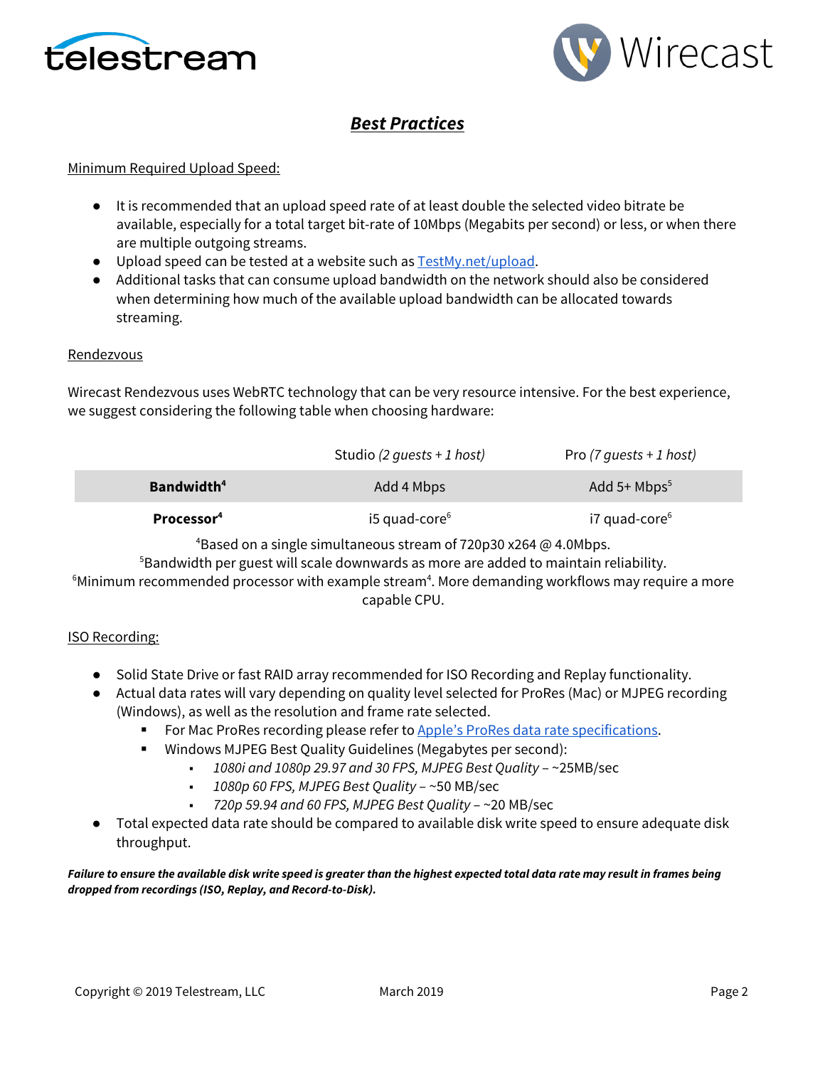# ***Best Practices***

Minimum Required Upload Speed:

- It is recommended that an upload speed rate of at least double the selected video bitrate be available, especially for a total target bit-rate of 10Mbps (Megabits per second) or less, or when there are multiple outgoing streams.
- Upload speed can be tested at a website such as [TestMy.net/upload](TestMy.net/upload).
- Additional tasks that can consume upload bandwidth on the network should also be considered when determining how much of the available upload bandwidth can be allocated towards streaming.

Rendezvous

Wirecast Rendezvous uses WebRTC technology that can be very resource intensive. For the best experience, we suggest considering the following table when choosing hardware:

| | Studio *(2 guests + 1 host)* | Pro *(7 guests + 1 host)* |
|---|---|---|
| **Bandwidth**[4] | Add 4 Mbps | Add 5+ Mbps[5] |
| **Processor**[4] | i5 quad-core[6] | i7 quad-core[6] |

[4]Based on a single simultaneous stream of 720p30 x264 @ 4.0Mbps.
[5]Bandwidth per guest will scale downwards as more are added to maintain reliability.
[6]Minimum recommended processor with example stream[4]. More demanding workflows may require a more capable CPU.

ISO Recording:

- Solid State Drive or fast RAID array recommended for ISO Recording and Replay functionality.
- Actual data rates will vary depending on quality level selected for ProRes (Mac) or MJPEG recording (Windows), as well as the resolution and frame rate selected.
  - For Mac ProRes recording please refer to [Apple's ProRes data rate specifications](Apple's ProRes data rate specifications).
  - Windows MJPEG Best Quality Guidelines (Megabytes per second):
    - *1080i and 1080p 29.97 and 30 FPS, MJPEG Best Quality* – ~25MB/sec
    - *1080p 60 FPS, MJPEG Best Quality* – ~50 MB/sec
    - *720p 59.94 and 60 FPS, MJPEG Best Quality* – ~20 MB/sec
- Total expected data rate should be compared to available disk write speed to ensure adequate disk throughput.

***Failure to ensure the available disk write speed is greater than the highest expected total data rate may result in frames being dropped from recordings (ISO, Replay, and Record-to-Disk).***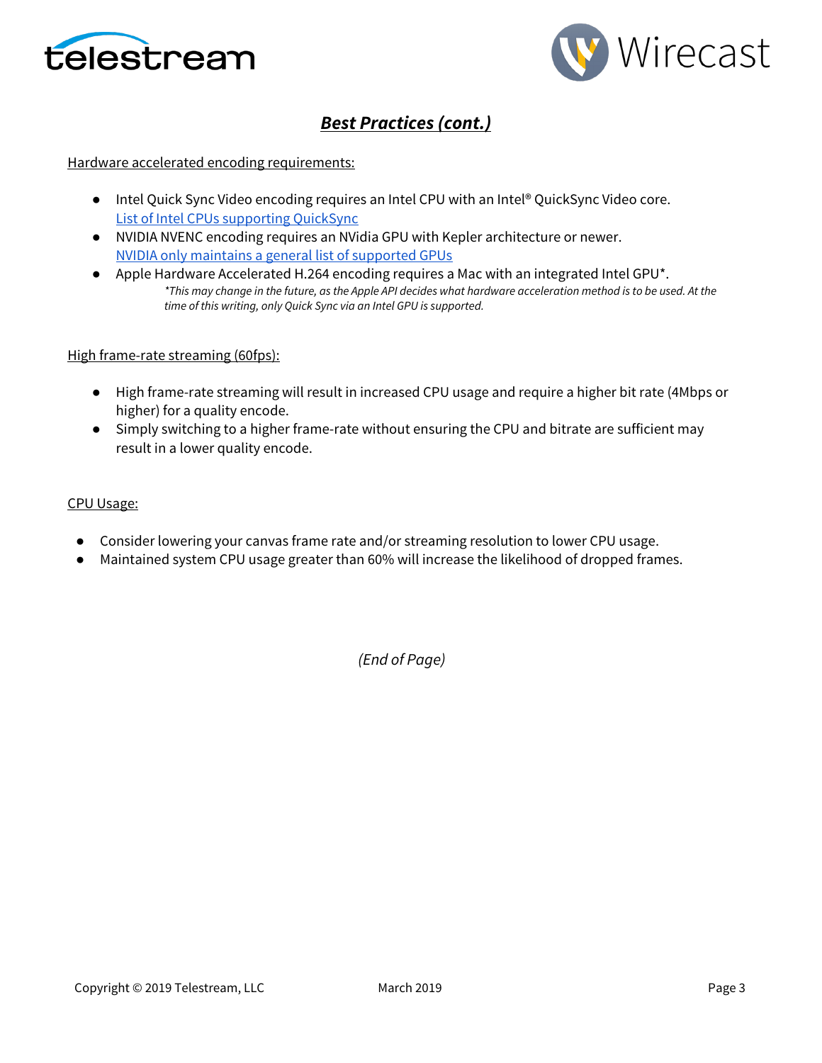## ***Best Practices (cont.)***

Hardware accelerated encoding requirements:

- Intel Quick Sync Video encoding requires an Intel CPU with an Intel® QuickSync Video core.
  List of Intel CPUs supporting QuickSync
- NVIDIA NVENC encoding requires an NVidia GPU with Kepler architecture or newer.
  NVIDIA only maintains a general list of supported GPUs
- Apple Hardware Accelerated H.264 encoding requires a Mac with an integrated Intel GPU*.
  *\*This may change in the future, as the Apple API decides what hardware acceleration method is to be used. At the time of this writing, only Quick Sync via an Intel GPU is supported.*

High frame-rate streaming (60fps):

- High frame-rate streaming will result in increased CPU usage and require a higher bit rate (4Mbps or higher) for a quality encode.
- Simply switching to a higher frame-rate without ensuring the CPU and bitrate are sufficient may result in a lower quality encode.

CPU Usage:

- Consider lowering your canvas frame rate and/or streaming resolution to lower CPU usage.
- Maintained system CPU usage greater than 60% will increase the likelihood of dropped frames.

*(End of Page)*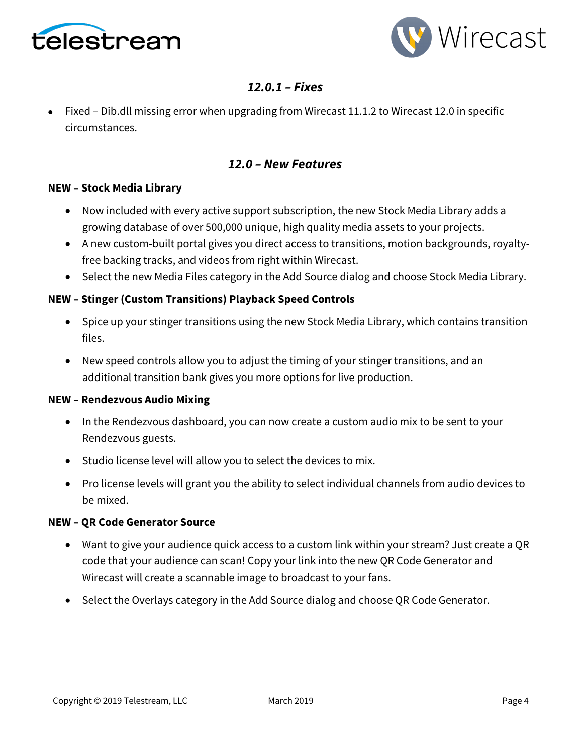## *12.0.1 – Fixes*

- Fixed – Dib.dll missing error when upgrading from Wirecast 11.1.2 to Wirecast 12.0 in specific circumstances.

## *12.0 – New Features*

**NEW – Stock Media Library**

- Now included with every active support subscription, the new Stock Media Library adds a growing database of over 500,000 unique, high quality media assets to your projects.
- A new custom-built portal gives you direct access to transitions, motion backgrounds, royalty-free backing tracks, and videos from right within Wirecast.
- Select the new Media Files category in the Add Source dialog and choose Stock Media Library.

**NEW – Stinger (Custom Transitions) Playback Speed Controls**

- Spice up your stinger transitions using the new Stock Media Library, which contains transition files.
- New speed controls allow you to adjust the timing of your stinger transitions, and an additional transition bank gives you more options for live production.

**NEW – Rendezvous Audio Mixing**

- In the Rendezvous dashboard, you can now create a custom audio mix to be sent to your Rendezvous guests.
- Studio license level will allow you to select the devices to mix.
- Pro license levels will grant you the ability to select individual channels from audio devices to be mixed.

**NEW – QR Code Generator Source**

- Want to give your audience quick access to a custom link within your stream? Just create a QR code that your audience can scan! Copy your link into the new QR Code Generator and Wirecast will create a scannable image to broadcast to your fans.
- Select the Overlays category in the Add Source dialog and choose QR Code Generator.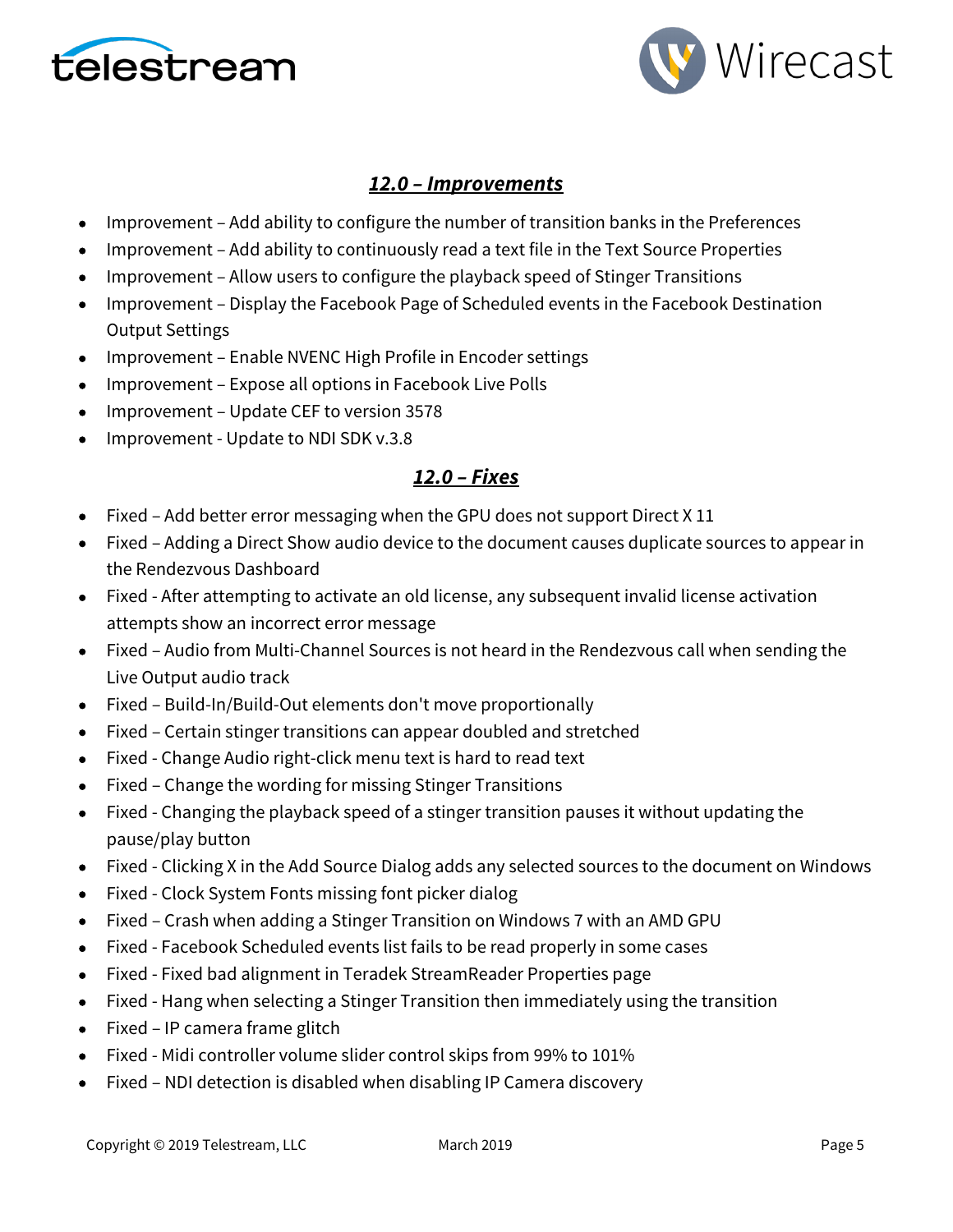## ***12.0 – Improvements***

- Improvement – Add ability to configure the number of transition banks in the Preferences
- Improvement – Add ability to continuously read a text file in the Text Source Properties
- Improvement – Allow users to configure the playback speed of Stinger Transitions
- Improvement – Display the Facebook Page of Scheduled events in the Facebook Destination Output Settings
- Improvement – Enable NVENC High Profile in Encoder settings
- Improvement – Expose all options in Facebook Live Polls
- Improvement – Update CEF to version 3578
- Improvement - Update to NDI SDK v.3.8

## ***12.0 – Fixes***

- Fixed – Add better error messaging when the GPU does not support Direct X 11
- Fixed – Adding a Direct Show audio device to the document causes duplicate sources to appear in the Rendezvous Dashboard
- Fixed - After attempting to activate an old license, any subsequent invalid license activation attempts show an incorrect error message
- Fixed – Audio from Multi-Channel Sources is not heard in the Rendezvous call when sending the Live Output audio track
- Fixed – Build-In/Build-Out elements don't move proportionally
- Fixed – Certain stinger transitions can appear doubled and stretched
- Fixed - Change Audio right-click menu text is hard to read text
- Fixed – Change the wording for missing Stinger Transitions
- Fixed - Changing the playback speed of a stinger transition pauses it without updating the pause/play button
- Fixed - Clicking X in the Add Source Dialog adds any selected sources to the document on Windows
- Fixed - Clock System Fonts missing font picker dialog
- Fixed – Crash when adding a Stinger Transition on Windows 7 with an AMD GPU
- Fixed - Facebook Scheduled events list fails to be read properly in some cases
- Fixed - Fixed bad alignment in Teradek StreamReader Properties page
- Fixed - Hang when selecting a Stinger Transition then immediately using the transition
- Fixed – IP camera frame glitch
- Fixed - Midi controller volume slider control skips from 99% to 101%
- Fixed – NDI detection is disabled when disabling IP Camera discovery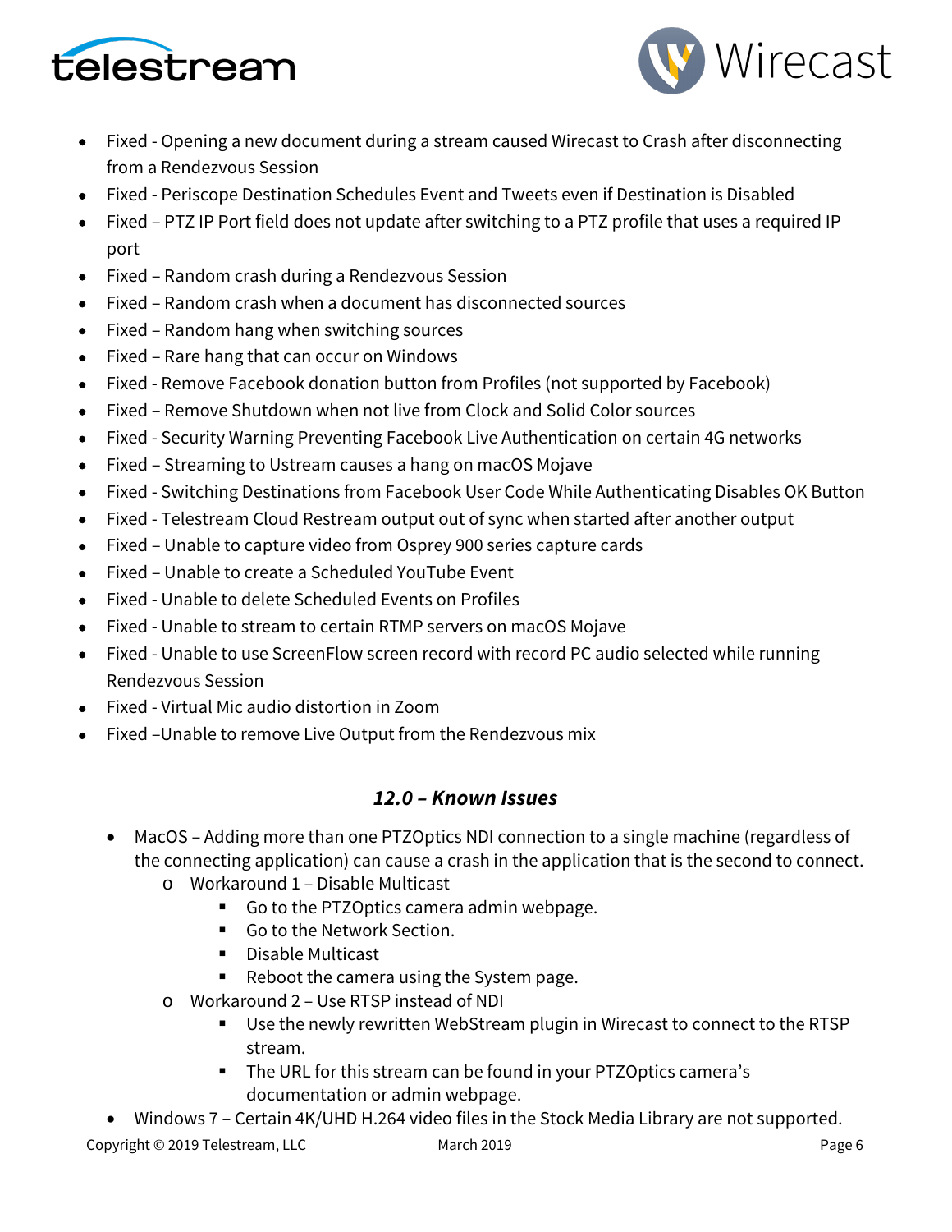- Fixed - Opening a new document during a stream caused Wirecast to Crash after disconnecting from a Rendezvous Session
- Fixed - Periscope Destination Schedules Event and Tweets even if Destination is Disabled
- Fixed – PTZ IP Port field does not update after switching to a PTZ profile that uses a required IP port
- Fixed – Random crash during a Rendezvous Session
- Fixed – Random crash when a document has disconnected sources
- Fixed – Random hang when switching sources
- Fixed – Rare hang that can occur on Windows
- Fixed - Remove Facebook donation button from Profiles (not supported by Facebook)
- Fixed – Remove Shutdown when not live from Clock and Solid Color sources
- Fixed - Security Warning Preventing Facebook Live Authentication on certain 4G networks
- Fixed – Streaming to Ustream causes a hang on macOS Mojave
- Fixed - Switching Destinations from Facebook User Code While Authenticating Disables OK Button
- Fixed - Telestream Cloud Restream output out of sync when started after another output
- Fixed – Unable to capture video from Osprey 900 series capture cards
- Fixed – Unable to create a Scheduled YouTube Event
- Fixed - Unable to delete Scheduled Events on Profiles
- Fixed - Unable to stream to certain RTMP servers on macOS Mojave
- Fixed - Unable to use ScreenFlow screen record with record PC audio selected while running Rendezvous Session
- Fixed - Virtual Mic audio distortion in Zoom
- Fixed –Unable to remove Live Output from the Rendezvous mix

## ***12.0 – Known Issues***

- MacOS – Adding more than one PTZOptics NDI connection to a single machine (regardless of the connecting application) can cause a crash in the application that is the second to connect.
  - Workaround 1 – Disable Multicast
    - Go to the PTZOptics camera admin webpage.
    - Go to the Network Section.
    - Disable Multicast
    - Reboot the camera using the System page.
  - Workaround 2 – Use RTSP instead of NDI
    - Use the newly rewritten WebStream plugin in Wirecast to connect to the RTSP stream.
    - The URL for this stream can be found in your PTZOptics camera's documentation or admin webpage.
- Windows 7 – Certain 4K/UHD H.264 video files in the Stock Media Library are not supported.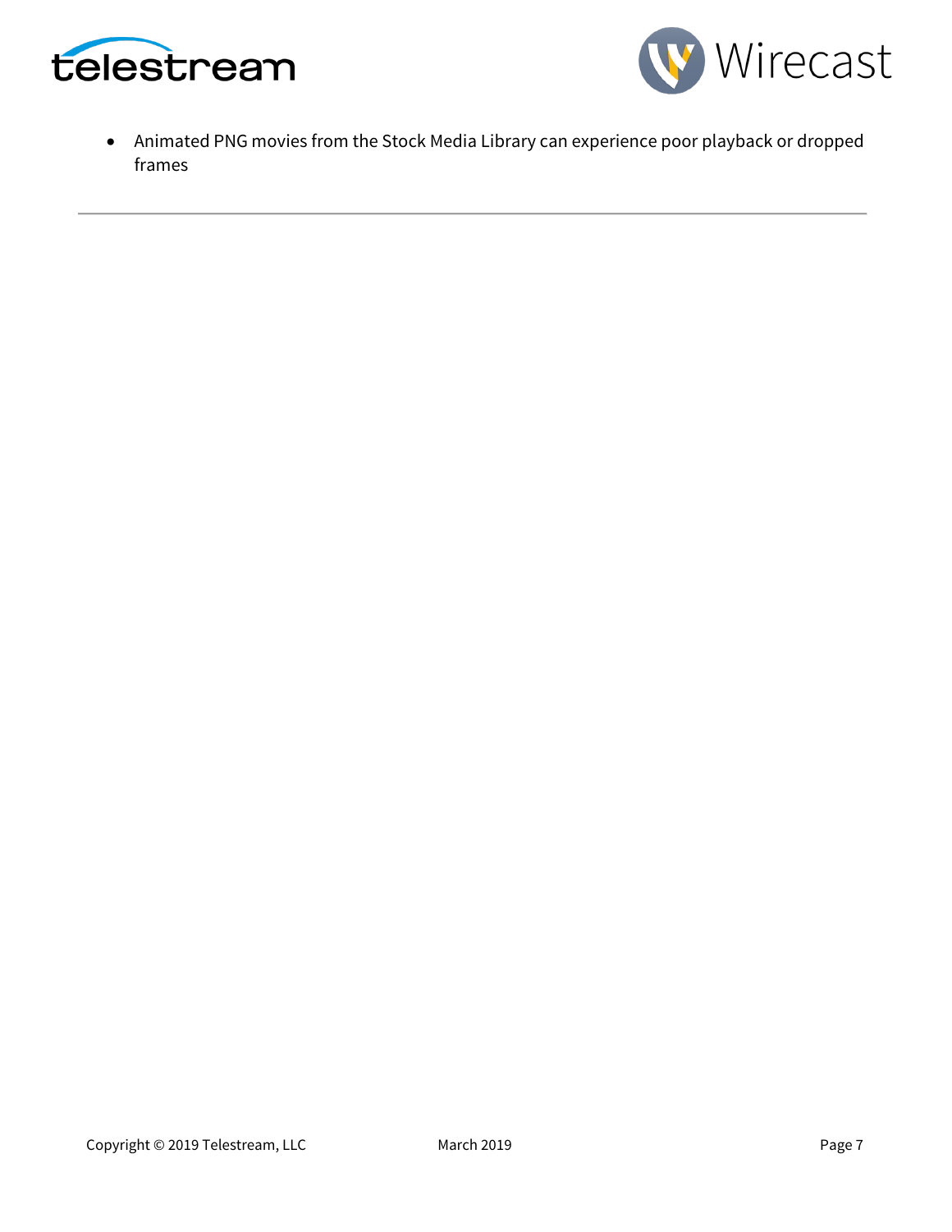- Animated PNG movies from the Stock Media Library can experience poor playback or dropped frames

---